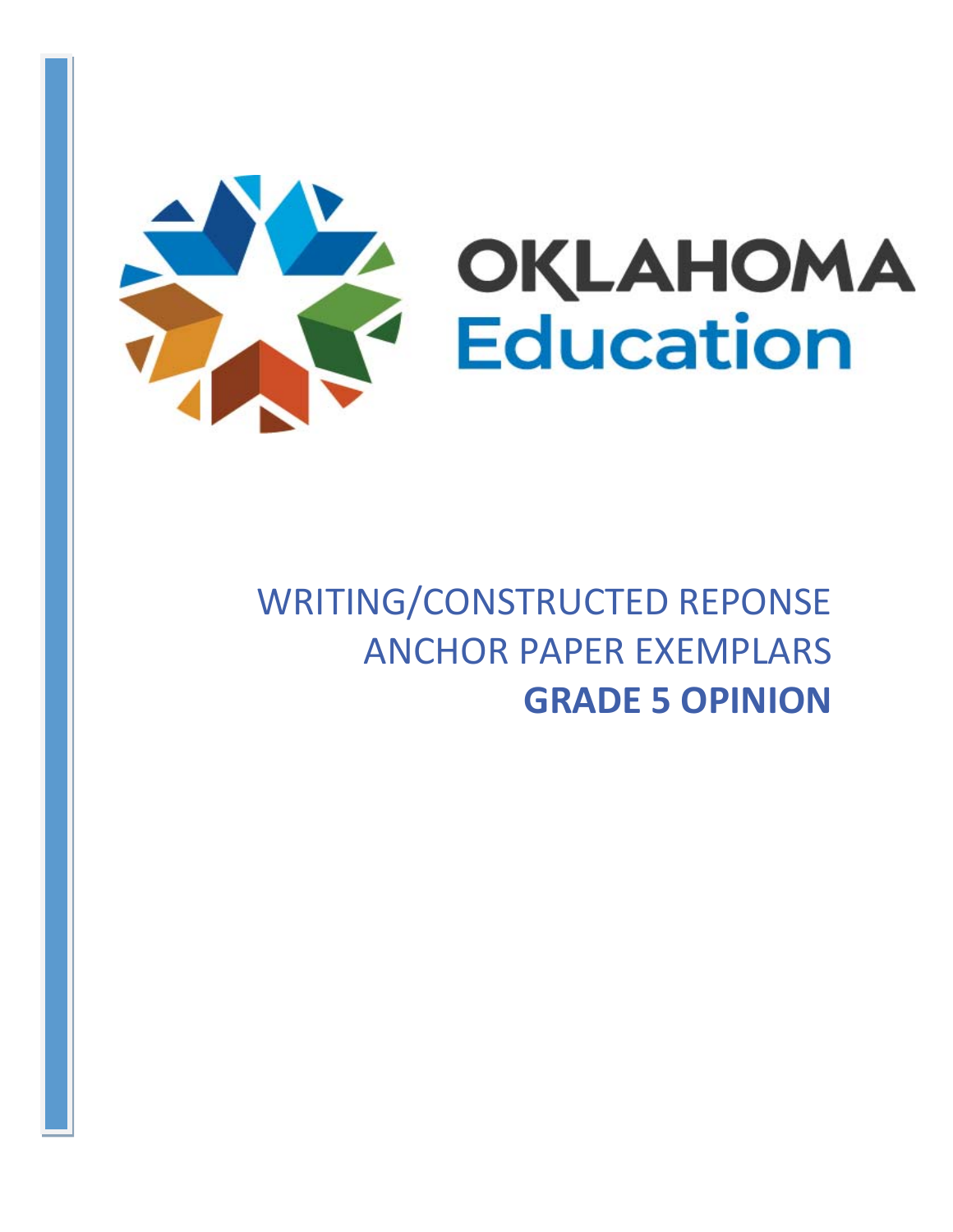OKLAHOMA
Education

WRITING/CONSTRUCTED REPONSE
ANCHOR PAPER EXEMPLARS
**GRADE 5 OPINION**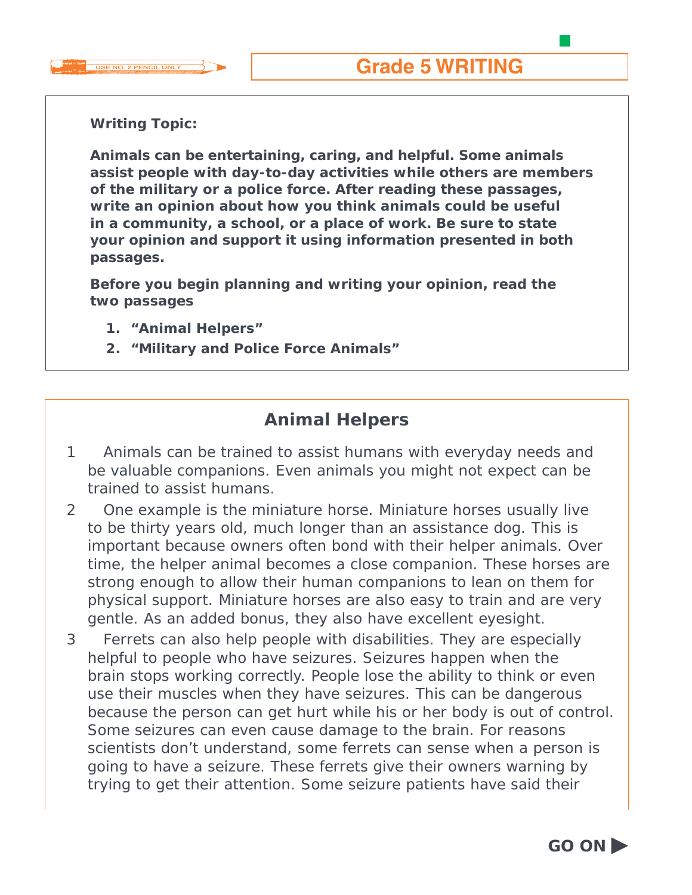**Writing Topic:**

**Animals can be entertaining, caring, and helpful. Some animals assist people with day-to-day activities while others are members of the military or a police force. After reading these passages, write an opinion about how you think animals could be useful in a community, a school, or a place of work. Be sure to state your opinion and support it using information presented in both passages.**

**Before you begin planning and writing your opinion, read the two passages**

1. **"Animal Helpers"**
2. **"Military and Police Force Animals"**

## Animal Helpers

1 Animals can be trained to assist humans with everyday needs and be valuable companions. Even animals you might not expect can be trained to assist humans.

2 One example is the miniature horse. Miniature horses usually live to be thirty years old, much longer than an assistance dog. This is important because owners often bond with their helper animals. Over time, the helper animal becomes a close companion. These horses are strong enough to allow their human companions to lean on them for physical support. Miniature horses are also easy to train and are very gentle. As an added bonus, they also have excellent eyesight.

3 Ferrets can also help people with disabilities. They are especially helpful to people who have seizures. Seizures happen when the brain stops working correctly. People lose the ability to think or even use their muscles when they have seizures. This can be dangerous because the person can get hurt while his or her body is out of control. Some seizures can even cause damage to the brain. For reasons scientists don't understand, some ferrets can sense when a person is going to have a seizure. These ferrets give their owners warning by trying to get their attention. Some seizure patients have said their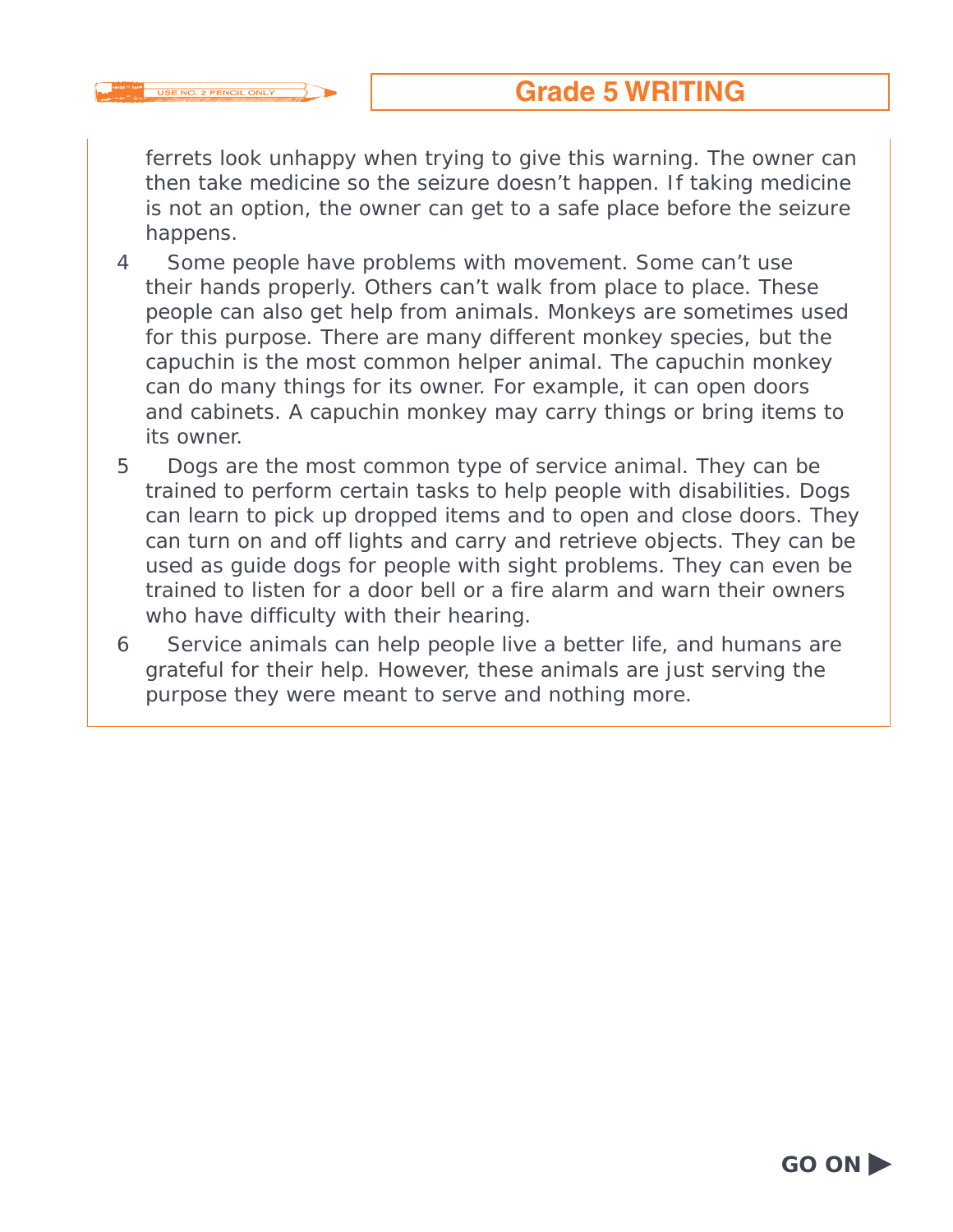ferrets look unhappy when trying to give this warning. The owner can then take medicine so the seizure doesn't happen. If taking medicine is not an option, the owner can get to a safe place before the seizure happens.

4 Some people have problems with movement. Some can't use their hands properly. Others can't walk from place to place. These people can also get help from animals. Monkeys are sometimes used for this purpose. There are many different monkey species, but the capuchin is the most common helper animal. The capuchin monkey can do many things for its owner. For example, it can open doors and cabinets. A capuchin monkey may carry things or bring items to its owner.

5 Dogs are the most common type of service animal. They can be trained to perform certain tasks to help people with disabilities. Dogs can learn to pick up dropped items and to open and close doors. They can turn on and off lights and carry and retrieve objects. They can be used as guide dogs for people with sight problems. They can even be trained to listen for a door bell or a fire alarm and warn their owners who have difficulty with their hearing.

6 Service animals can help people live a better life, and humans are grateful for their help. However, these animals are just serving the purpose they were meant to serve and nothing more.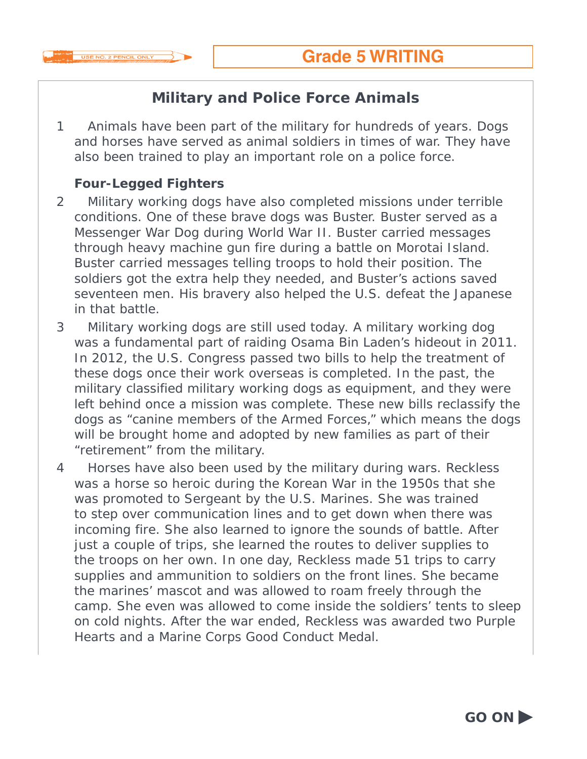## Military and Police Force Animals

1 Animals have been part of the military for hundreds of years. Dogs and horses have served as animal soldiers in times of war. They have also been trained to play an important role on a police force.

### Four-Legged Fighters

2 Military working dogs have also completed missions under terrible conditions. One of these brave dogs was Buster. Buster served as a Messenger War Dog during World War II. Buster carried messages through heavy machine gun fire during a battle on Morotai Island. Buster carried messages telling troops to hold their position. The soldiers got the extra help they needed, and Buster's actions saved seventeen men. His bravery also helped the U.S. defeat the Japanese in that battle.

3 Military working dogs are still used today. A military working dog was a fundamental part of raiding Osama Bin Laden's hideout in 2011. In 2012, the U.S. Congress passed two bills to help the treatment of these dogs once their work overseas is completed. In the past, the military classified military working dogs as equipment, and they were left behind once a mission was complete. These new bills reclassify the dogs as "canine members of the Armed Forces," which means the dogs will be brought home and adopted by new families as part of their "retirement" from the military.

4 Horses have also been used by the military during wars. Reckless was a horse so heroic during the Korean War in the 1950s that she was promoted to Sergeant by the U.S. Marines. She was trained to step over communication lines and to get down when there was incoming fire. She also learned to ignore the sounds of battle. After just a couple of trips, she learned the routes to deliver supplies to the troops on her own. In one day, Reckless made 51 trips to carry supplies and ammunition to soldiers on the front lines. She became the marines' mascot and was allowed to roam freely through the camp. She even was allowed to come inside the soldiers' tents to sleep on cold nights. After the war ended, Reckless was awarded two Purple Hearts and a Marine Corps Good Conduct Medal.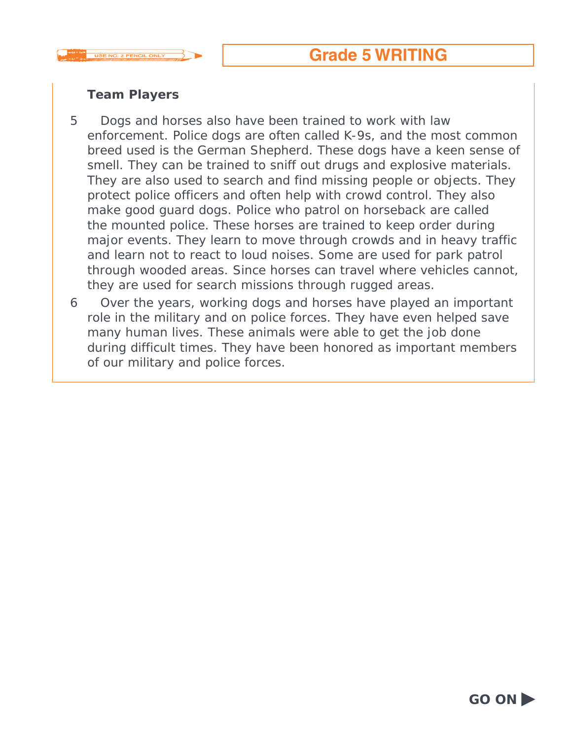**Team Players**

5 Dogs and horses also have been trained to work with law enforcement. Police dogs are often called K-9s, and the most common breed used is the German Shepherd. These dogs have a keen sense of smell. They can be trained to sniff out drugs and explosive materials. They are also used to search and find missing people or objects. They protect police officers and often help with crowd control. They also make good guard dogs. Police who patrol on horseback are called the mounted police. These horses are trained to keep order during major events. They learn to move through crowds and in heavy traffic and learn not to react to loud noises. Some are used for park patrol through wooded areas. Since horses can travel where vehicles cannot, they are used for search missions through rugged areas.

6 Over the years, working dogs and horses have played an important role in the military and on police forces. They have even helped save many human lives. These animals were able to get the job done during difficult times. They have been honored as important members of our military and police forces.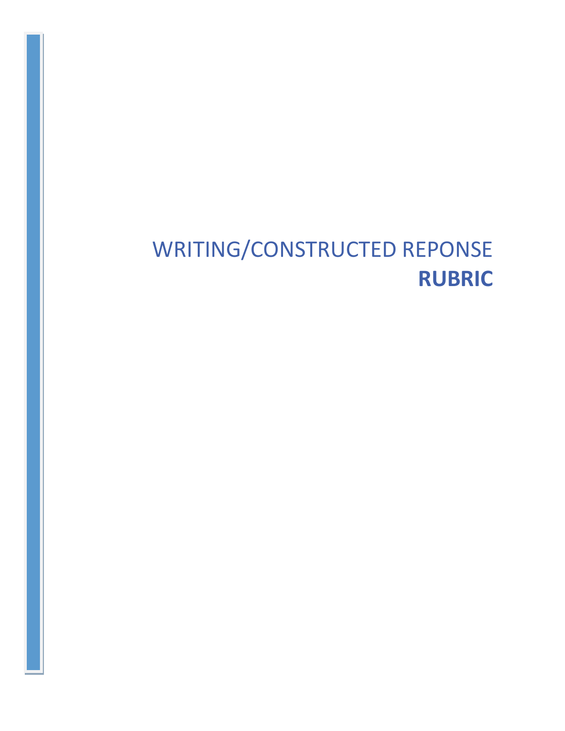# WRITING/CONSTRUCTED REPONSE **RUBRIC**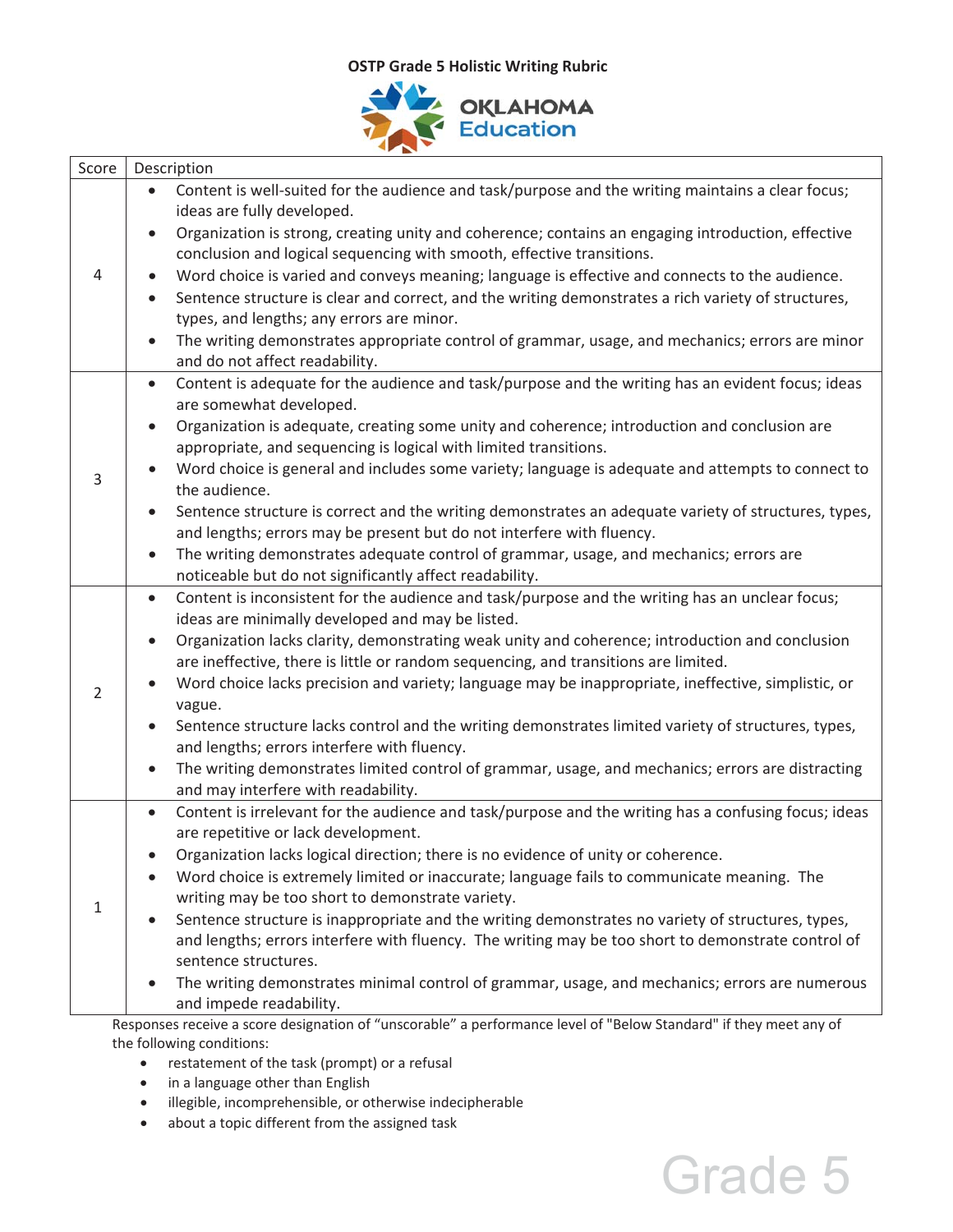# OSTP Grade 5 Holistic Writing Rubric

OKLAHOMA Education

| Score | Description |
|---|---|
| 4 | • Content is well-suited for the audience and task/purpose and the writing maintains a clear focus; ideas are fully developed.<br>• Organization is strong, creating unity and coherence; contains an engaging introduction, effective conclusion and logical sequencing with smooth, effective transitions.<br>• Word choice is varied and conveys meaning; language is effective and connects to the audience.<br>• Sentence structure is clear and correct, and the writing demonstrates a rich variety of structures, types, and lengths; any errors are minor.<br>• The writing demonstrates appropriate control of grammar, usage, and mechanics; errors are minor and do not affect readability. |
| 3 | • Content is adequate for the audience and task/purpose and the writing has an evident focus; ideas are somewhat developed.<br>• Organization is adequate, creating some unity and coherence; introduction and conclusion are appropriate, and sequencing is logical with limited transitions.<br>• Word choice is general and includes some variety; language is adequate and attempts to connect to the audience.<br>• Sentence structure is correct and the writing demonstrates an adequate variety of structures, types, and lengths; errors may be present but do not interfere with fluency.<br>• The writing demonstrates adequate control of grammar, usage, and mechanics; errors are noticeable but do not significantly affect readability. |
| 2 | • Content is inconsistent for the audience and task/purpose and the writing has an unclear focus; ideas are minimally developed and may be listed.<br>• Organization lacks clarity, demonstrating weak unity and coherence; introduction and conclusion are ineffective, there is little or random sequencing, and transitions are limited.<br>• Word choice lacks precision and variety; language may be inappropriate, ineffective, simplistic, or vague.<br>• Sentence structure lacks control and the writing demonstrates limited variety of structures, types, and lengths; errors interfere with fluency.<br>• The writing demonstrates limited control of grammar, usage, and mechanics; errors are distracting and may interfere with readability. |
| 1 | • Content is irrelevant for the audience and task/purpose and the writing has a confusing focus; ideas are repetitive or lack development.<br>• Organization lacks logical direction; there is no evidence of unity or coherence.<br>• Word choice is extremely limited or inaccurate; language fails to communicate meaning. The writing may be too short to demonstrate variety.<br>• Sentence structure is inappropriate and the writing demonstrates no variety of structures, types, and lengths; errors interfere with fluency. The writing may be too short to demonstrate control of sentence structures.<br>• The writing demonstrates minimal control of grammar, usage, and mechanics; errors are numerous and impede readability. |

Responses receive a score designation of "unscorable" a performance level of "Below Standard" if they meet any of the following conditions:

- restatement of the task (prompt) or a refusal
- in a language other than English
- illegible, incomprehensible, or otherwise indecipherable
- about a topic different from the assigned task

Grade 5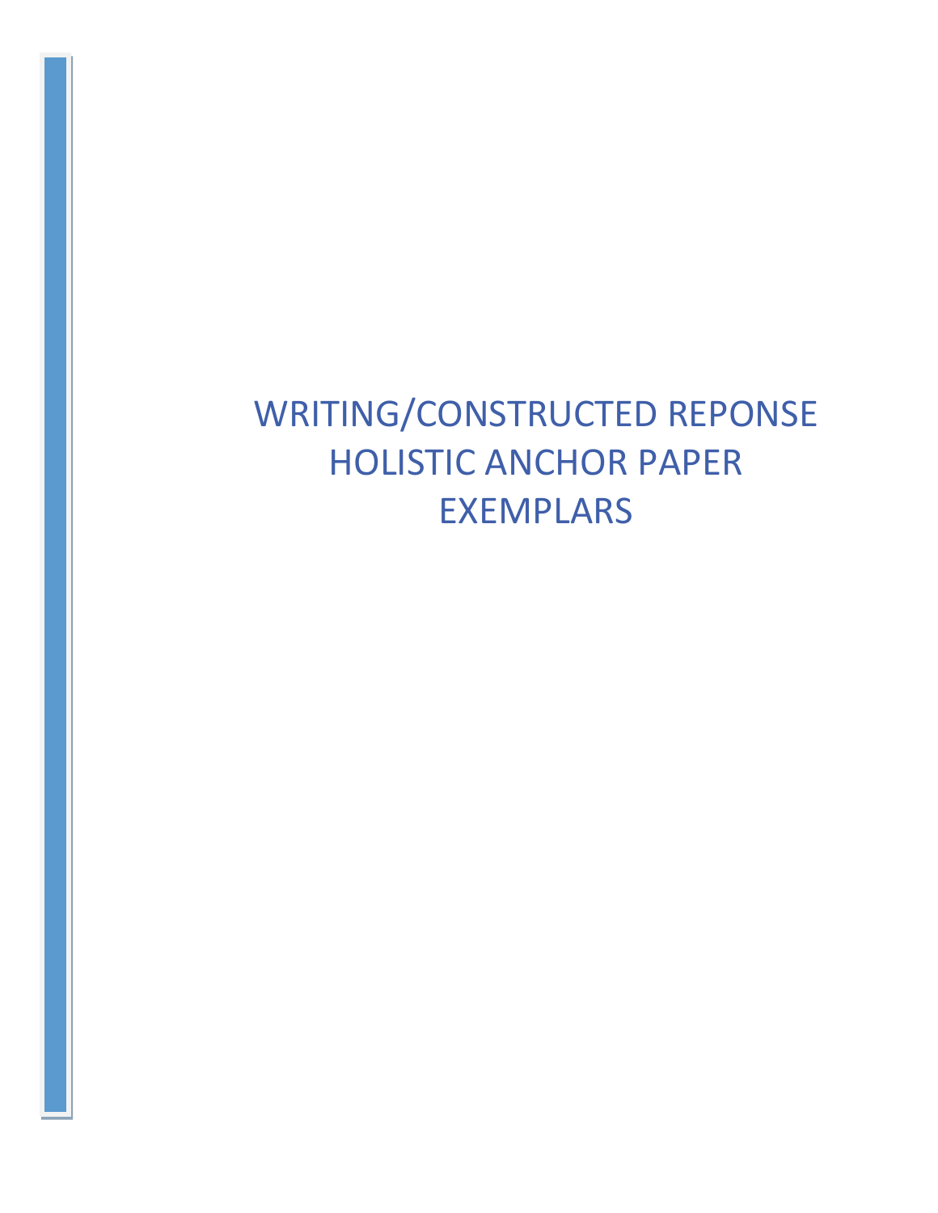# WRITING/CONSTRUCTED REPONSE HOLISTIC ANCHOR PAPER EXEMPLARS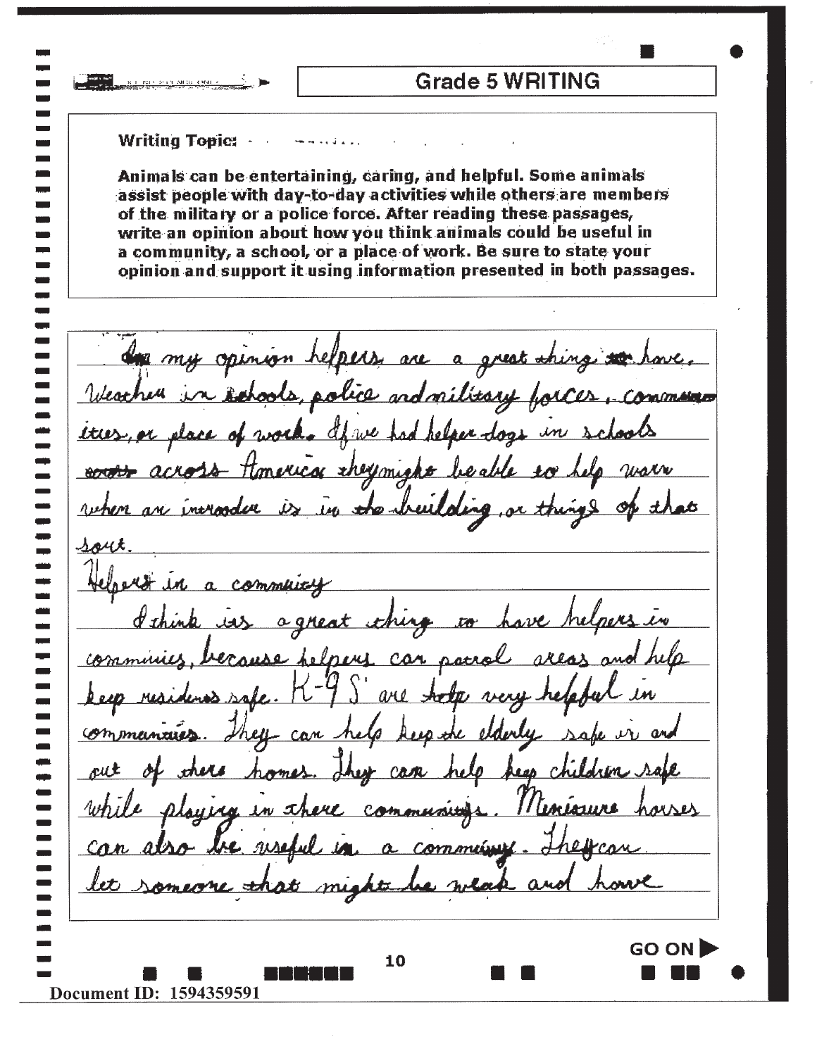## Grade 5 WRITING

**Writing Topic:**

**Animals can be entertaining, caring, and helpful. Some animals assist people with day-to-day activities while others are members of the military or a police force. After reading these passages, write an opinion about how you think animals could be useful in a community, a school, or a place of work. Be sure to state your opinion and support it using information presented in both passages.**

In my opinion helpers are a great thing to have. Weather in schools, police and military forces, communities, or place of work. If we had helper dogs in schools across America they might be able to help warn when an intruder is in the building, or things of that sort.

Helpers in a community

I think its a great thing to have helpers in communities, because helpers can patrol areas and help keep residents safe. K-9 S' are very helpful in communities. They can help keep the elderly safe in and out of there homes. They can help keep children safe while playing in there communitys. Meniature horses can also be useful in a community. They can let someone that might be weak and have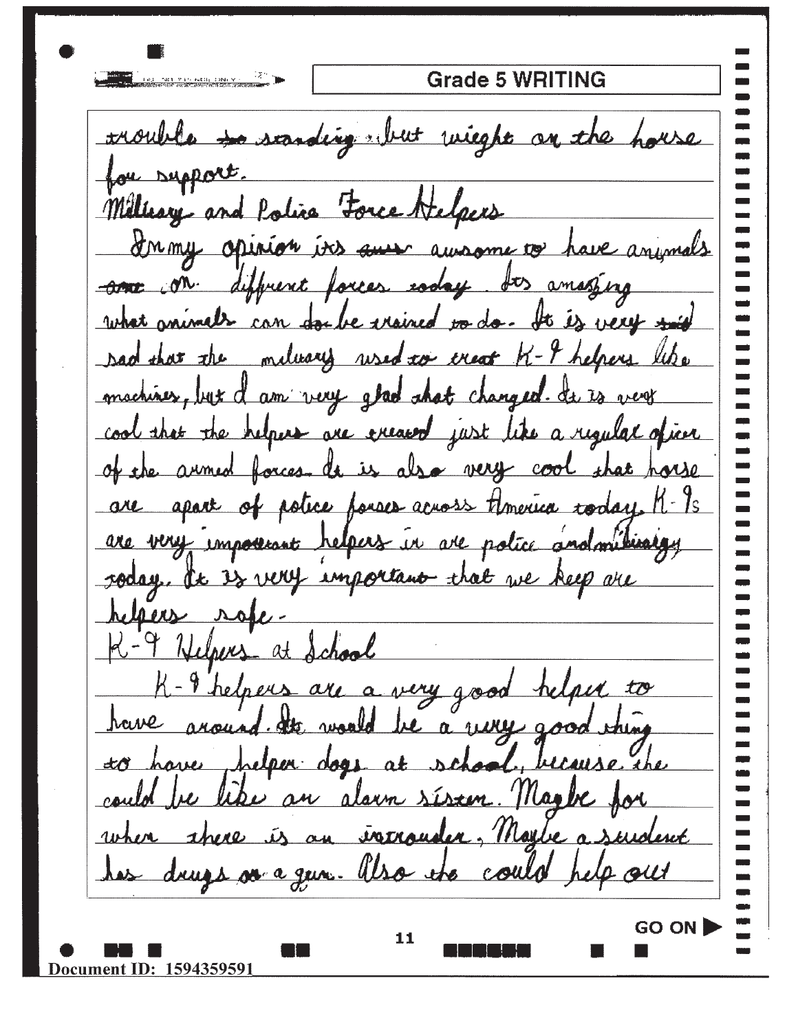trouble standing, but wieght on the horse for support.

Military and Police Force Helpers

In my opinion its awsome to have animals on diffrent forces today. Its amazing what animals can be trained to do. It is very sad that the milatary used to treat K-9 helpers like machines, but I am very glad that changed. It is very cool that the helpers are treated just like a regular oficer of the armed forces. It is also very cool that horse are apart of police forses across America today. K-9s are very important helpers in are police and militaiy today. It is very important that we keep are helpers safe.

K-9 Helpers at School

K-9 helpers are a very good helper to have around. It would be a very good thing to have helper dogs at school, because the could be like an alarm sistem. Maybe for when there is an introuder, Maybe a student has drugs or a gun. Also the could help out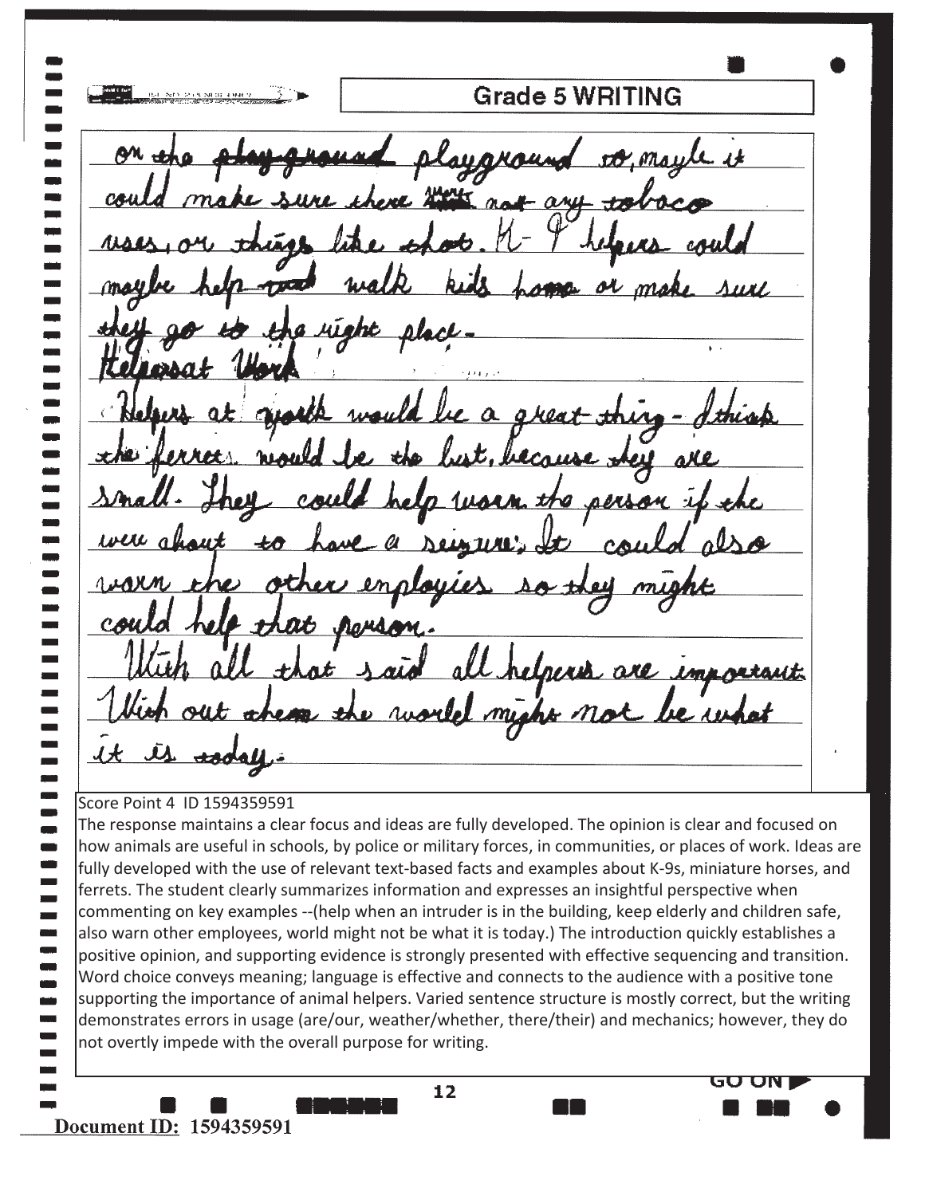## Grade 5 WRITING

on the ~~playground~~ playground so, maybe it could make sure there ~~were~~ not any ~~tobaco~~ uses, or things like shot. K-9 helpers could maybe help ~~to~~ walk kids home or make sure they go to the right place.

Helpers at Work

Helpers at work would be a great thing. I think the ferrets would be the best, because they are small. They could help warn the person if she were about to have a seizure. It could also warn the other enployies so they might could help that person.

With all that said all helpers are important. With out them the world might not be what it is today.

Score Point 4 ID 1594359591

The response maintains a clear focus and ideas are fully developed. The opinion is clear and focused on how animals are useful in schools, by police or military forces, in communities, or places of work. Ideas are fully developed with the use of relevant text-based facts and examples about K-9s, miniature horses, and ferrets. The student clearly summarizes information and expresses an insightful perspective when commenting on key examples --(help when an intruder is in the building, keep elderly and children safe, also warn other employees, world might not be what it is today.) The introduction quickly establishes a positive opinion, and supporting evidence is strongly presented with effective sequencing and transition. Word choice conveys meaning; language is effective and connects to the audience with a positive tone supporting the importance of animal helpers. Varied sentence structure is mostly correct, but the writing demonstrates errors in usage (are/our, weather/whether, there/their) and mechanics; however, they do not overtly impede with the overall purpose for writing.

GO ON

Document ID: 1594359591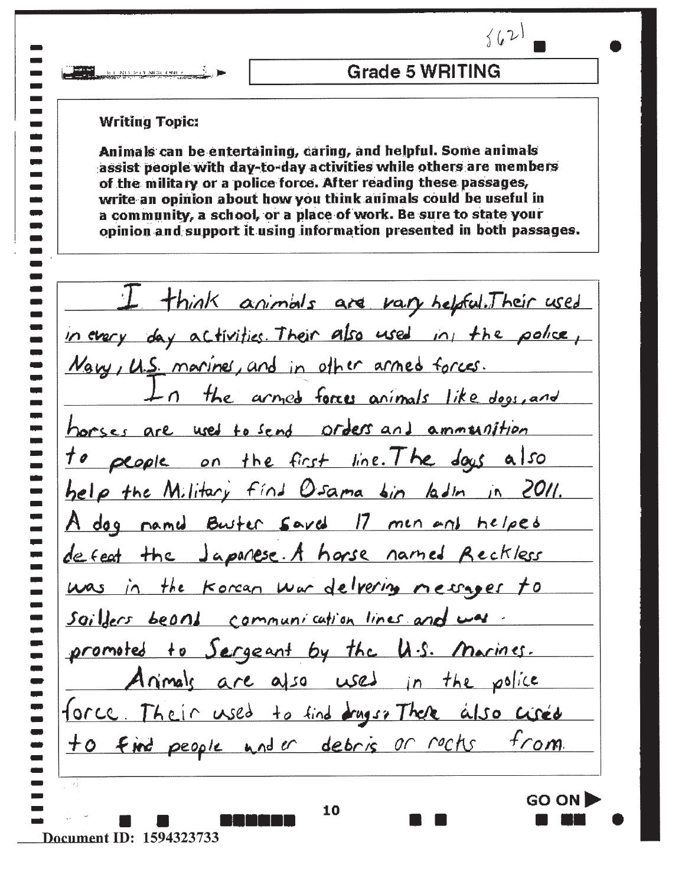5621

## Grade 5 WRITING

**Writing Topic:**

**Animals can be entertaining, caring, and helpful. Some animals assist people with day-to-day activities while others are members of the military or a police force. After reading these passages, write an opinion about how you think animals could be useful in a community, a school, or a place of work. Be sure to state your opinion and support it using information presented in both passages.**

I think animals are vary helpful. Their used in every day activities. Their also used in, the police, Navy, U.S. marines, and in other armed forces.

In the armed forces animals like dogs, and horses are used to send orders and ammunition to people on the first line. The dogs also help the Military find Osama bin ladin in 2011. A dog named Buster saved 17 men and helped defeat the Japanese. A horse named Reckless was in the Korean War delvering messages to Soilders beond communication lines and was promoted to Sergeant by the U.S. Marines.

Animals are also used in the police force. Their used to find drugs. There also used to find people under debris or rocks from

GO ON ▶

Document ID: 1594323733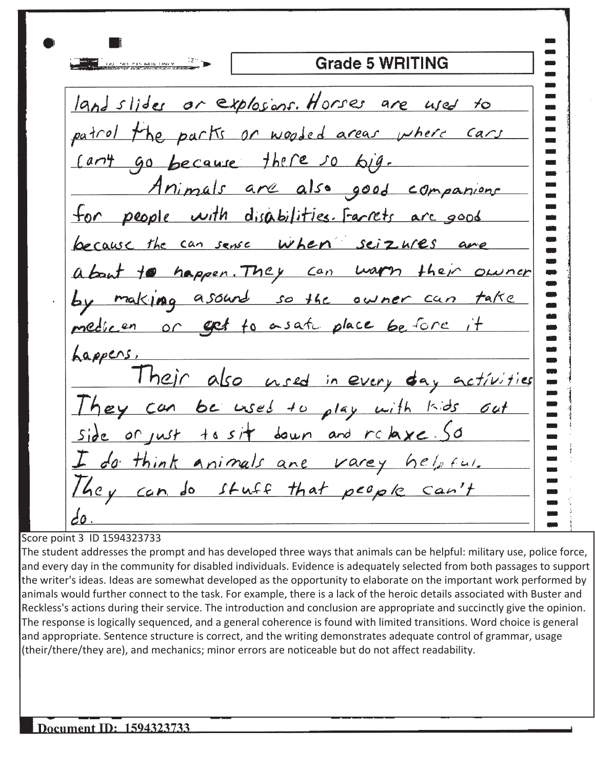## Grade 5 WRITING

land slides or explosions. Horses are used to patrol the parks or wooded areas where cars can't go because there so big.

Animals are also good companions for people with disabilities. Farrets are good because the can sense when seizures are about to happen. They can warn their owner by making a sound so the owner can take medicen or get to a safe place before it happens.

Their also used in every day activities They can be used to play with kids out side or just to sit down and relaxe. So I do think animals are varey helpful. They can do stuff that people can't do.

Score point 3 ID 1594323733

The student addresses the prompt and has developed three ways that animals can be helpful: military use, police force, and every day in the community for disabled individuals. Evidence is adequately selected from both passages to support the writer's ideas. Ideas are somewhat developed as the opportunity to elaborate on the important work performed by animals would further connect to the task. For example, there is a lack of the heroic details associated with Buster and Reckless's actions during their service. The introduction and conclusion are appropriate and succinctly give the opinion. The response is logically sequenced, and a general coherence is found with limited transitions. Word choice is general and appropriate. Sentence structure is correct, and the writing demonstrates adequate control of grammar, usage (their/there/they are), and mechanics; minor errors are noticeable but do not affect readability.

Document ID: 1594323733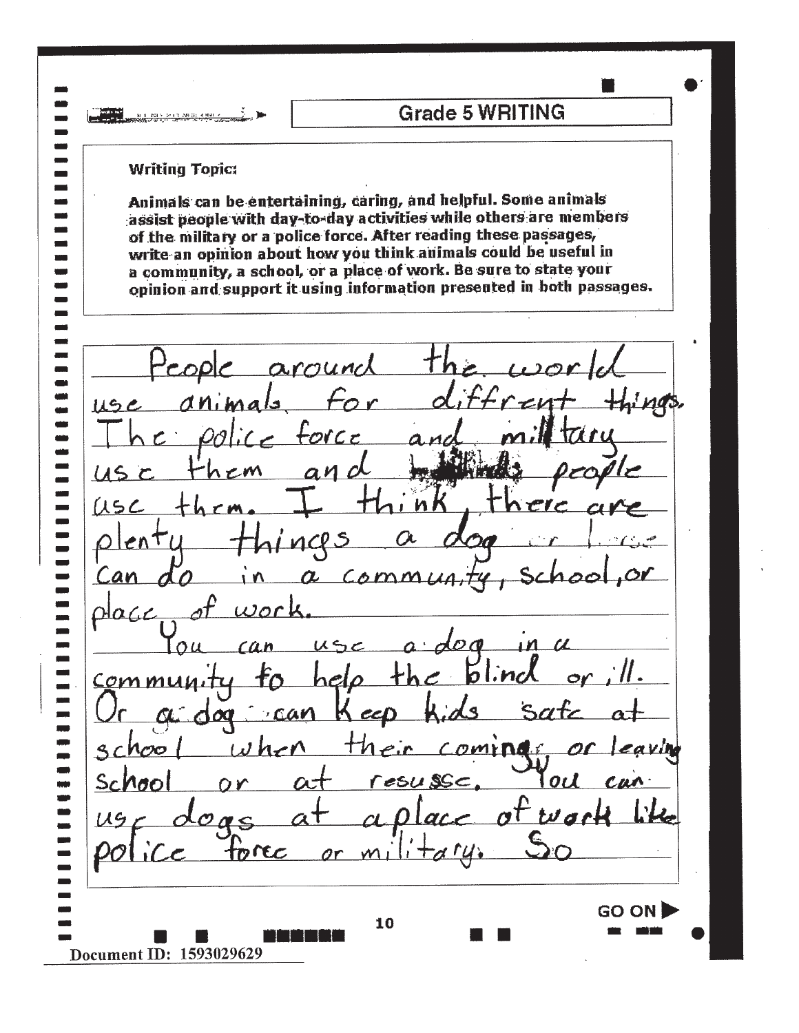## Grade 5 WRITING

**Writing Topic:**

**Animals can be entertaining, caring, and helpful. Some animals assist people with day-to-day activities while others are members of the military or a police force. After reading these passages, write an opinion about how you think animals could be useful in a community, a school, or a place of work. Be sure to state your opinion and support it using information presented in both passages.**

People around the world use animals for diffrent things. The police force and millitary use them and people use them. I think, there are plenty things a dog or horse can do in a community, school, or place of work.

You can use a dog in a community to help the blind or ill. Or a dog can Keep kids safe at school when their coming or leaving school or at resusse. You can use dogs at a place of work like police force or military. So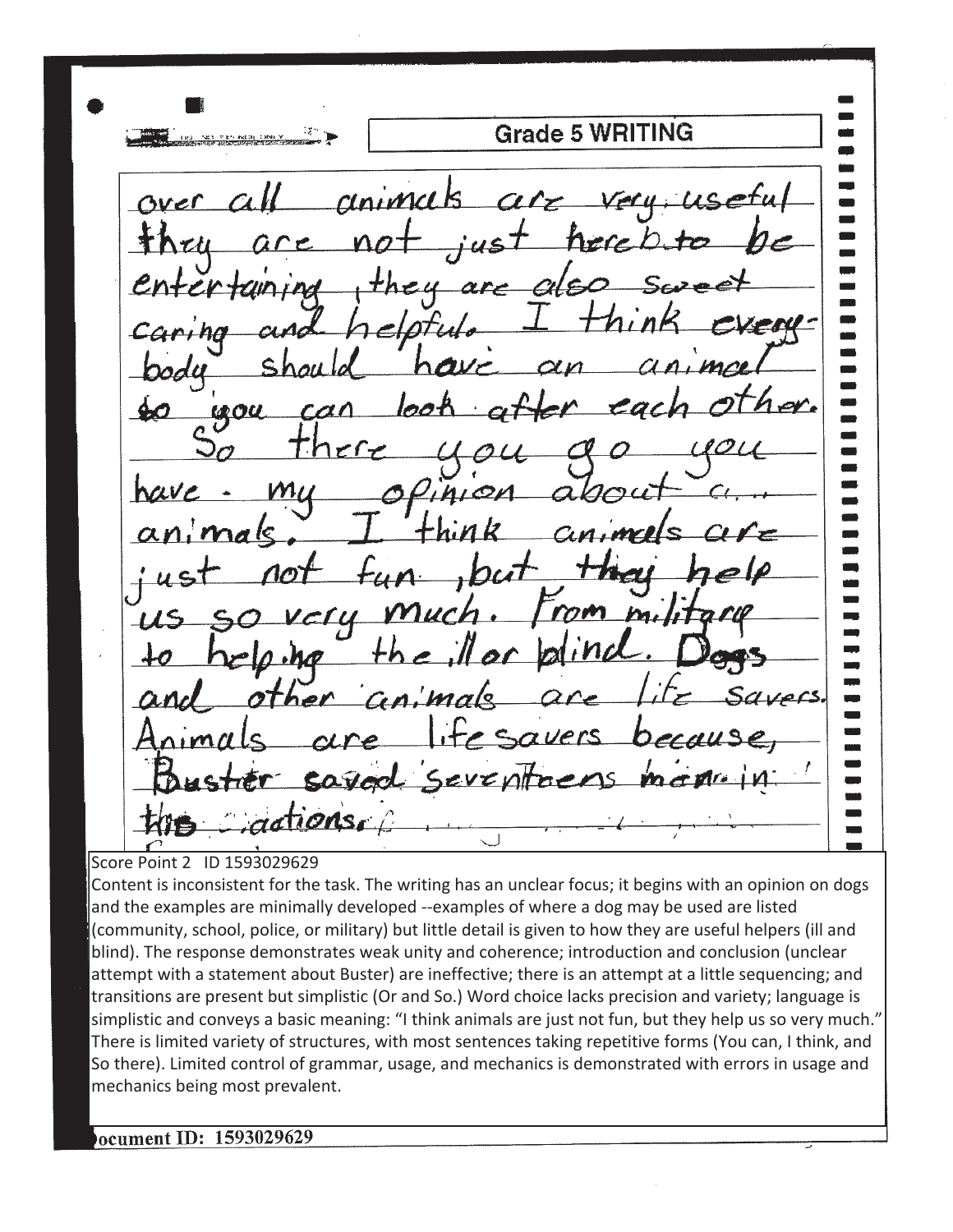## Grade 5 WRITING

over all animals are very useful they are not just here to be entertaining, they are also sweet caring and helpful. I think every-body should have an animal ~~so~~ you can look after each other.
So there you go you have my opinion about a... animals. I think animals are just not fun, but they help us so very much. From military to helping the ill or blind. Dogs and other animals are life savers. Animals are lifesavers because, Buster saved seventeens man in ~~the~~ ...ations.

Score Point 2 ID 1593029629

Content is inconsistent for the task. The writing has an unclear focus; it begins with an opinion on dogs and the examples are minimally developed --examples of where a dog may be used are listed (community, school, police, or military) but little detail is given to how they are useful helpers (ill and blind). The response demonstrates weak unity and coherence; introduction and conclusion (unclear attempt with a statement about Buster) are ineffective; there is an attempt at a little sequencing; and transitions are present but simplistic (Or and So.) Word choice lacks precision and variety; language is simplistic and conveys a basic meaning: "I think animals are just not fun, but they help us so very much." There is limited variety of structures, with most sentences taking repetitive forms (You can, I think, and So there). Limited control of grammar, usage, and mechanics is demonstrated with errors in usage and mechanics being most prevalent.

Document ID: 1593029629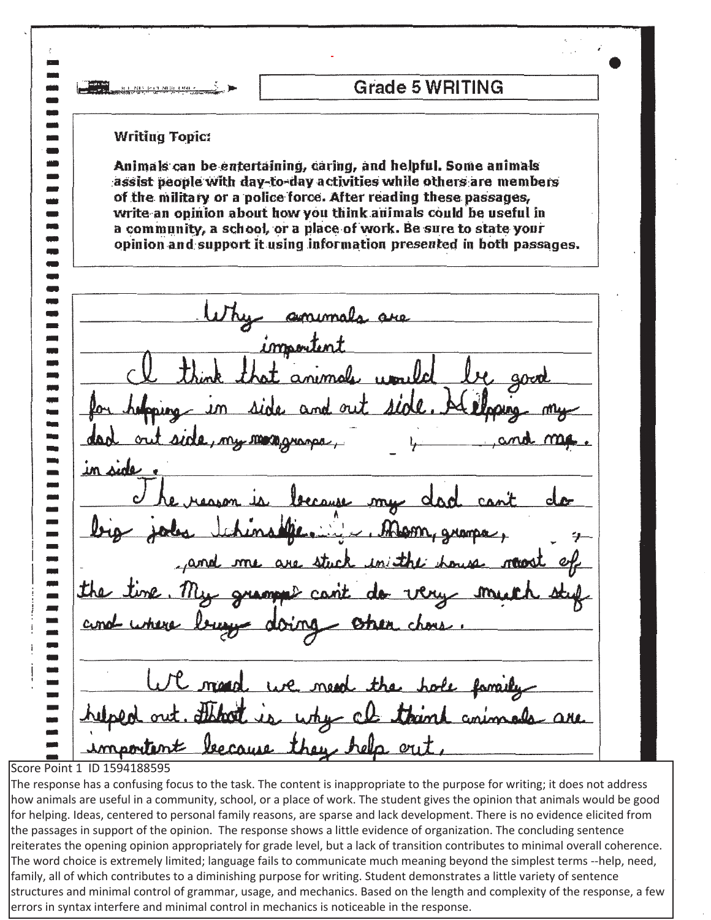## Grade 5 WRITING

**Writing Topic:**

**Animals can be entertaining, caring, and helpful. Some animals assist people with day-to-day activities while others are members of the military or a police force. After reading these passages, write an opinion about how you think animals could be useful in a community, a school, or a place of work. Be sure to state your opinion and support it using information presented in both passages.**

Why animals are important

I think that animals would be good for helping in side and out side. Helping my dad out side, my ~~mom~~ grampa, , and me. in side.

The reason is because my dad can't do big jobs ~~Ichinsdfie~~. Mom, grampa, , and me are stuck in the house most of the time. My grampa can't do very much stuf and where busy doing other chors.

~~We need~~ we need the hole family helped out. ~~That~~ That is why I think animals are important because they help out,

Score Point 1 ID 1594188595

The response has a confusing focus to the task. The content is inappropriate to the purpose for writing; it does not address how animals are useful in a community, school, or a place of work. The student gives the opinion that animals would be good for helping. Ideas, centered to personal family reasons, are sparse and lack development. There is no evidence elicited from the passages in support of the opinion. The response shows a little evidence of organization. The concluding sentence reiterates the opening opinion appropriately for grade level, but a lack of transition contributes to minimal overall coherence. The word choice is extremely limited; language fails to communicate much meaning beyond the simplest terms --help, need, family, all of which contributes to a diminishing purpose for writing. Student demonstrates a little variety of sentence structures and minimal control of grammar, usage, and mechanics. Based on the length and complexity of the response, a few errors in syntax interfere and minimal control in mechanics is noticeable in the response.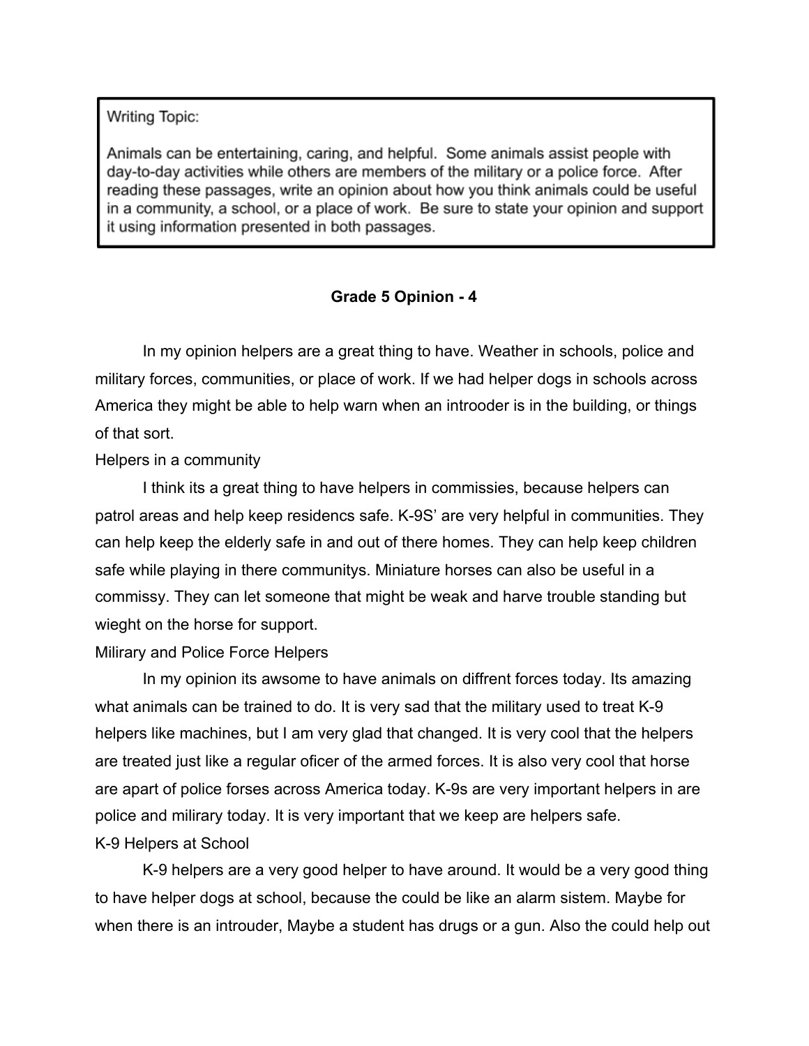Writing Topic:

Animals can be entertaining, caring, and helpful. Some animals assist people with day-to-day activities while others are members of the military or a police force. After reading these passages, write an opinion about how you think animals could be useful in a community, a school, or a place of work. Be sure to state your opinion and support it using information presented in both passages.

**Grade 5 Opinion - 4**

In my opinion helpers are a great thing to have. Weather in schools, police and military forces, communities, or place of work. If we had helper dogs in schools across America they might be able to help warn when an introoder is in the building, or things of that sort.

Helpers in a community

I think its a great thing to have helpers in commissies, because helpers can patrol areas and help keep residencs safe. K-9S' are very helpful in communities. They can help keep the elderly safe in and out of there homes. They can help keep children safe while playing in there communitys. Miniature horses can also be useful in a commissy. They can let someone that might be weak and harve trouble standing but wieght on the horse for support.

Milirary and Police Force Helpers

In my opinion its awsome to have animals on diffrent forces today. Its amazing what animals can be trained to do. It is very sad that the military used to treat K-9 helpers like machines, but I am very glad that changed. It is very cool that the helpers are treated just like a regular oficer of the armed forces. It is also very cool that horse are apart of police forses across America today. K-9s are very important helpers in are police and milirary today. It is very important that we keep are helpers safe.

K-9 Helpers at School

K-9 helpers are a very good helper to have around. It would be a very good thing to have helper dogs at school, because the could be like an alarm sistem. Maybe for when there is an introuder, Maybe a student has drugs or a gun. Also the could help out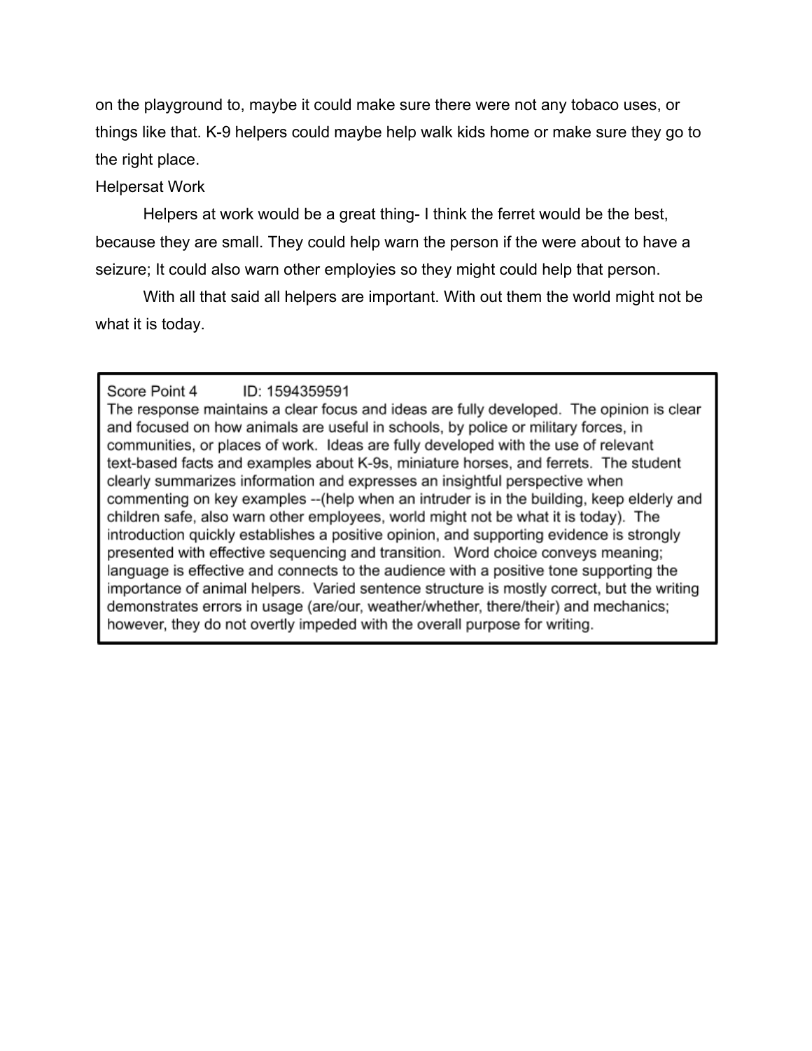on the playground to, maybe it could make sure there were not any tobaco uses, or things like that. K-9 helpers could maybe help walk kids home or make sure they go to the right place.

Helpersat Work

Helpers at work would be a great thing- I think the ferret would be the best, because they are small. They could help warn the person if the were about to have a seizure; It could also warn other employies so they might could help that person.

With all that said all helpers are important. With out them the world might not be what it is today.

---

Score Point 4 ID: 1594359591

The response maintains a clear focus and ideas are fully developed. The opinion is clear and focused on how animals are useful in schools, by police or military forces, in communities, or places of work. Ideas are fully developed with the use of relevant text-based facts and examples about K-9s, miniature horses, and ferrets. The student clearly summarizes information and expresses an insightful perspective when commenting on key examples --(help when an intruder is in the building, keep elderly and children safe, also warn other employees, world might not be what it is today). The introduction quickly establishes a positive opinion, and supporting evidence is strongly presented with effective sequencing and transition. Word choice conveys meaning; language is effective and connects to the audience with a positive tone supporting the importance of animal helpers. Varied sentence structure is mostly correct, but the writing demonstrates errors in usage (are/our, weather/whether, there/their) and mechanics; however, they do not overtly impeded with the overall purpose for writing.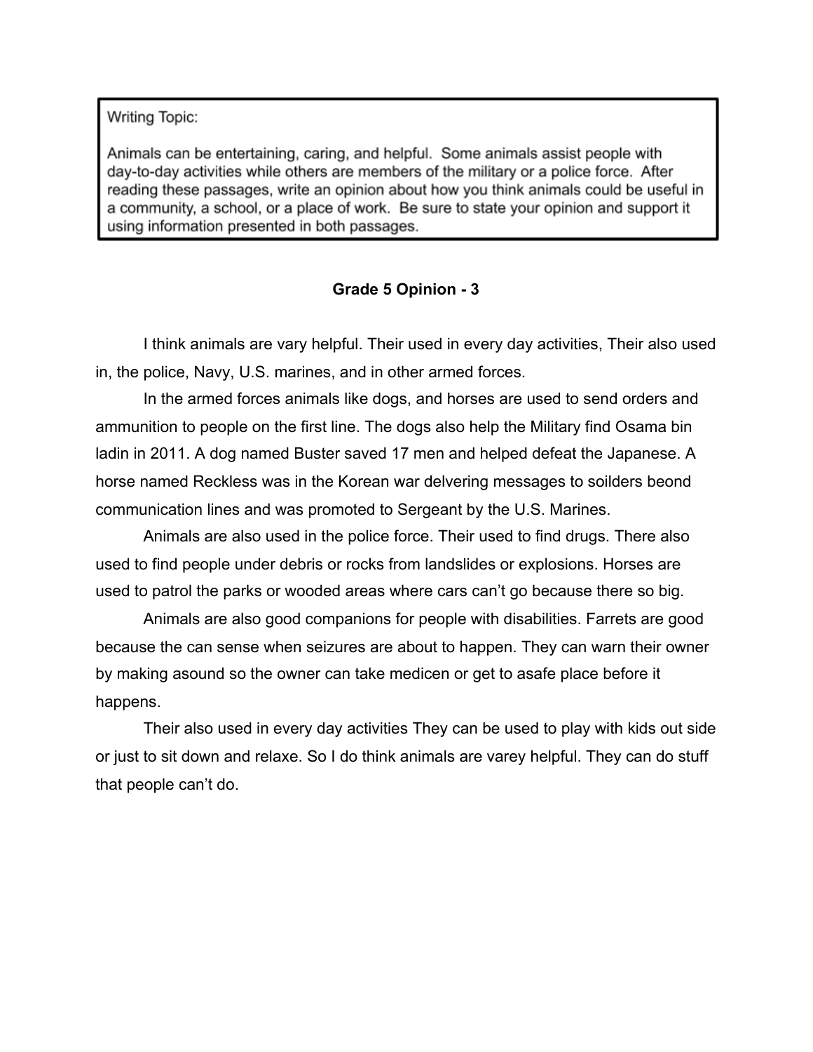Writing Topic:

Animals can be entertaining, caring, and helpful. Some animals assist people with day-to-day activities while others are members of the military or a police force. After reading these passages, write an opinion about how you think animals could be useful in a community, a school, or a place of work. Be sure to state your opinion and support it using information presented in both passages.

**Grade 5 Opinion - 3**

I think animals are vary helpful. Their used in every day activities, Their also used in, the police, Navy, U.S. marines, and in other armed forces.

In the armed forces animals like dogs, and horses are used to send orders and ammunition to people on the first line. The dogs also help the Military find Osama bin ladin in 2011. A dog named Buster saved 17 men and helped defeat the Japanese. A horse named Reckless was in the Korean war delvering messages to soilders beond communication lines and was promoted to Sergeant by the U.S. Marines.

Animals are also used in the police force. Their used to find drugs. There also used to find people under debris or rocks from landslides or explosions. Horses are used to patrol the parks or wooded areas where cars can't go because there so big.

Animals are also good companions for people with disabilities. Farrets are good because the can sense when seizures are about to happen. They can warn their owner by making asound so the owner can take medicen or get to asafe place before it happens.

Their also used in every day activities They can be used to play with kids out side or just to sit down and relaxe. So I do think animals are varey helpful. They can do stuff that people can't do.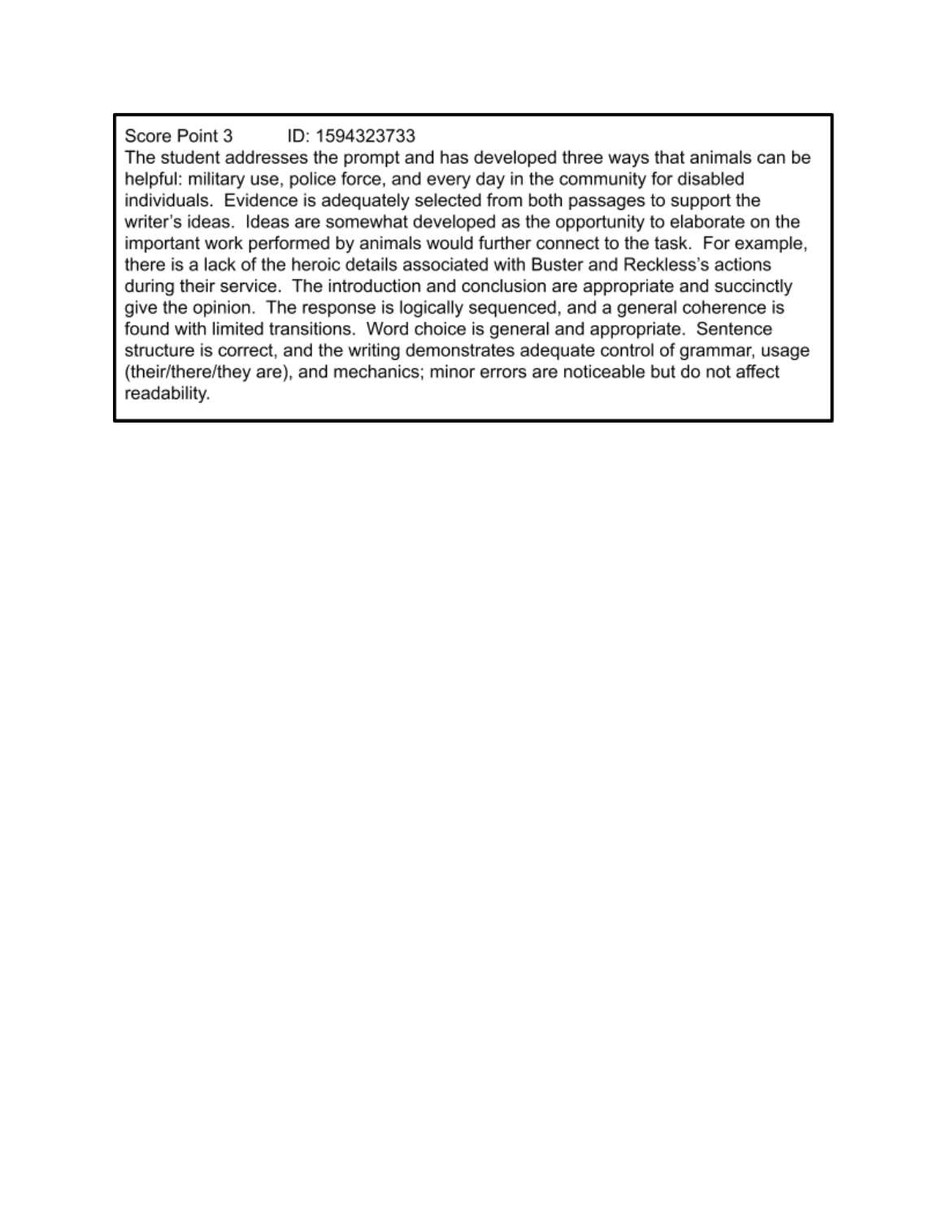Score Point 3 ID: 1594323733

The student addresses the prompt and has developed three ways that animals can be helpful: military use, police force, and every day in the community for disabled individuals. Evidence is adequately selected from both passages to support the writer's ideas. Ideas are somewhat developed as the opportunity to elaborate on the important work performed by animals would further connect to the task. For example, there is a lack of the heroic details associated with Buster and Reckless's actions during their service. The introduction and conclusion are appropriate and succinctly give the opinion. The response is logically sequenced, and a general coherence is found with limited transitions. Word choice is general and appropriate. Sentence structure is correct, and the writing demonstrates adequate control of grammar, usage (their/there/they are), and mechanics; minor errors are noticeable but do not affect readability.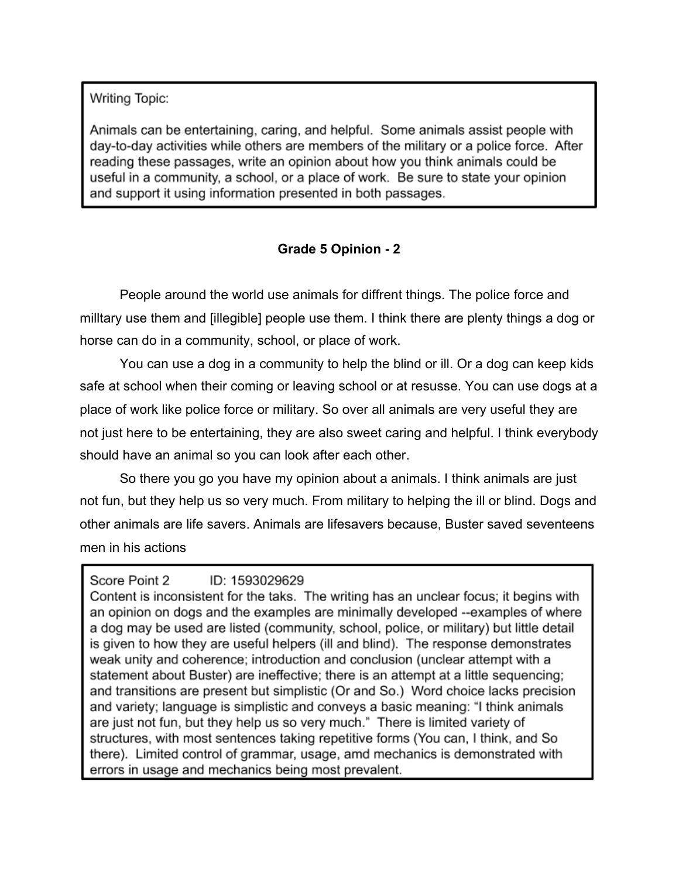Writing Topic:

Animals can be entertaining, caring, and helpful. Some animals assist people with day-to-day activities while others are members of the military or a police force. After reading these passages, write an opinion about how you think animals could be useful in a community, a school, or a place of work. Be sure to state your opinion and support it using information presented in both passages.

**Grade 5 Opinion - 2**

People around the world use animals for diffrent things. The police force and milltary use them and [illegible] people use them. I think there are plenty things a dog or horse can do in a community, school, or place of work.

You can use a dog in a community to help the blind or ill. Or a dog can keep kids safe at school when their coming or leaving school or at resusse. You can use dogs at a place of work like police force or military. So over all animals are very useful they are not just here to be entertaining, they are also sweet caring and helpful. I think everybody should have an animal so you can look after each other.

So there you go you have my opinion about a animals. I think animals are just not fun, but they help us so very much. From military to helping the ill or blind. Dogs and other animals are life savers. Animals are lifesavers because, Buster saved seventeens men in his actions

Score Point 2 ID: 1593029629
Content is inconsistent for the taks. The writing has an unclear focus; it begins with an opinion on dogs and the examples are minimally developed --examples of where a dog may be used are listed (community, school, police, or military) but little detail is given to how they are useful helpers (ill and blind). The response demonstrates weak unity and coherence; introduction and conclusion (unclear attempt with a statement about Buster) are ineffective; there is an attempt at a little sequencing; and transitions are present but simplistic (Or and So.) Word choice lacks precision and variety; language is simplistic and conveys a basic meaning: "I think animals are just not fun, but they help us so very much." There is limited variety of structures, with most sentences taking repetitive forms (You can, I think, and So there). Limited control of grammar, usage, amd mechanics is demonstrated with errors in usage and mechanics being most prevalent.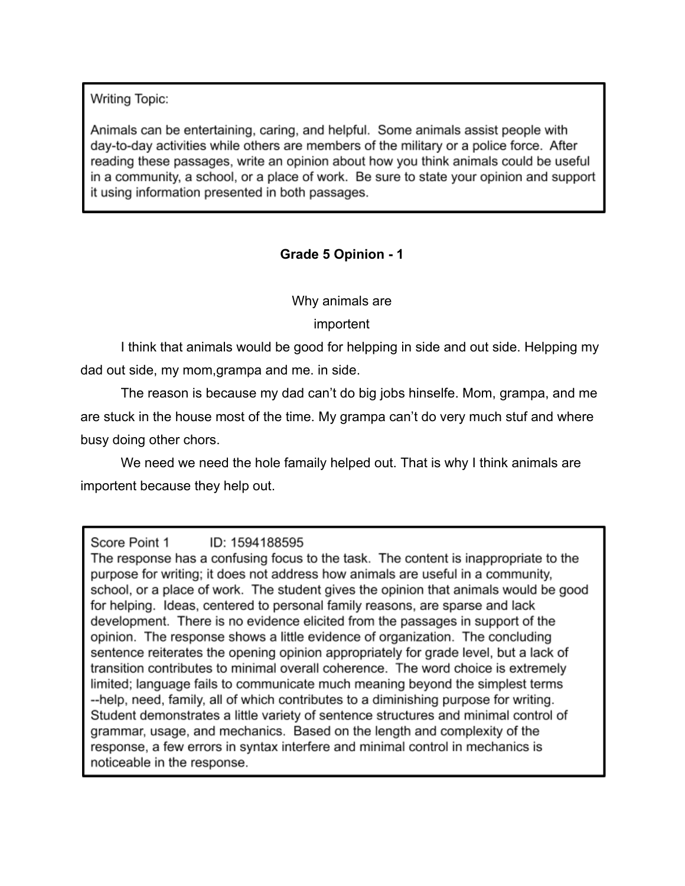Writing Topic:

Animals can be entertaining, caring, and helpful. Some animals assist people with day-to-day activities while others are members of the military or a police force. After reading these passages, write an opinion about how you think animals could be useful in a community, a school, or a place of work. Be sure to state your opinion and support it using information presented in both passages.

**Grade 5 Opinion - 1**

Why animals are
importent

I think that animals would be good for helpping in side and out side. Helpping my dad out side, my mom,grampa and me. in side.

The reason is because my dad can't do big jobs hinselfe. Mom, grampa, and me are stuck in the house most of the time. My grampa can't do very much stuf and where busy doing other chors.

We need we need the hole famaily helped out. That is why I think animals are importent because they help out.

Score Point 1 ID: 1594188595
The response has a confusing focus to the task. The content is inappropriate to the purpose for writing; it does not address how animals are useful in a community, school, or a place of work. The student gives the opinion that animals would be good for helping. Ideas, centered to personal family reasons, are sparse and lack development. There is no evidence elicited from the passages in support of the opinion. The response shows a little evidence of organization. The concluding sentence reiterates the opening opinion appropriately for grade level, but a lack of transition contributes to minimal overall coherence. The word choice is extremely limited; language fails to communicate much meaning beyond the simplest terms --help, need, family, all of which contributes to a diminishing purpose for writing. Student demonstrates a little variety of sentence structures and minimal control of grammar, usage, and mechanics. Based on the length and complexity of the response, a few errors in syntax interfere and minimal control in mechanics is noticeable in the response.